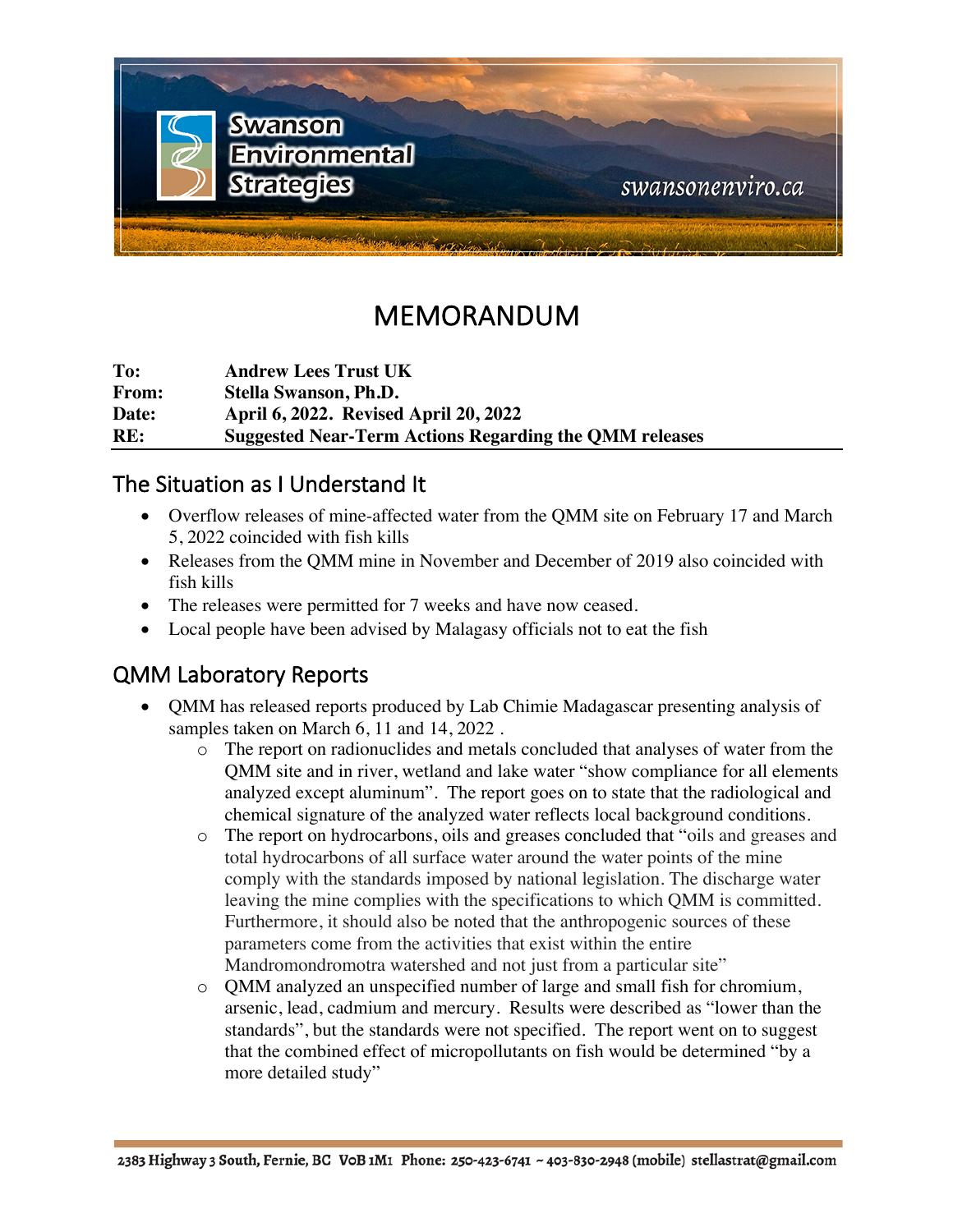# MEMORANDUM

**To:** Andrew Lees Trust UK
**From:** Stella Swanson, Ph.D.
**Date:** April 6, 2022. Revised April 20, 2022
**RE:** Suggested Near-Term Actions Regarding the QMM releases

## The Situation as I Understand It

- Overflow releases of mine-affected water from the QMM site on February 17 and March 5, 2022 coincided with fish kills
- Releases from the QMM mine in November and December of 2019 also coincided with fish kills
- The releases were permitted for 7 weeks and have now ceased.
- Local people have been advised by Malagasy officials not to eat the fish

## QMM Laboratory Reports

- QMM has released reports produced by Lab Chimie Madagascar presenting analysis of samples taken on March 6, 11 and 14, 2022 .
  - The report on radionuclides and metals concluded that analyses of water from the QMM site and in river, wetland and lake water "show compliance for all elements analyzed except aluminum". The report goes on to state that the radiological and chemical signature of the analyzed water reflects local background conditions.
  - The report on hydrocarbons, oils and greases concluded that "oils and greases and total hydrocarbons of all surface water around the water points of the mine comply with the standards imposed by national legislation. The discharge water leaving the mine complies with the specifications to which QMM is committed. Furthermore, it should also be noted that the anthropogenic sources of these parameters come from the activities that exist within the entire Mandromondromotra watershed and not just from a particular site"
  - QMM analyzed an unspecified number of large and small fish for chromium, arsenic, lead, cadmium and mercury. Results were described as "lower than the standards", but the standards were not specified. The report went on to suggest that the combined effect of micropollutants on fish would be determined "by a more detailed study"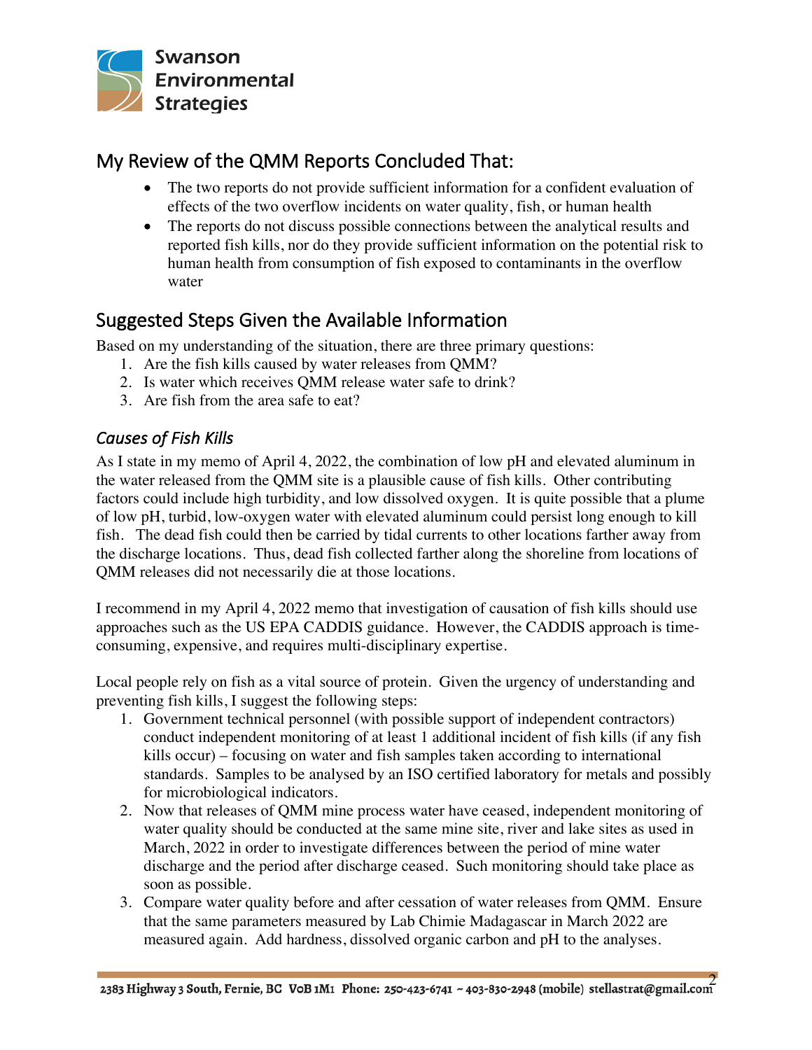## My Review of the QMM Reports Concluded That:

- The two reports do not provide sufficient information for a confident evaluation of effects of the two overflow incidents on water quality, fish, or human health
- The reports do not discuss possible connections between the analytical results and reported fish kills, nor do they provide sufficient information on the potential risk to human health from consumption of fish exposed to contaminants in the overflow water

## Suggested Steps Given the Available Information

Based on my understanding of the situation, there are three primary questions:

1. Are the fish kills caused by water releases from QMM?
2. Is water which receives QMM release water safe to drink?
3. Are fish from the area safe to eat?

### *Causes of Fish Kills*

As I state in my memo of April 4, 2022, the combination of low pH and elevated aluminum in the water released from the QMM site is a plausible cause of fish kills. Other contributing factors could include high turbidity, and low dissolved oxygen. It is quite possible that a plume of low pH, turbid, low-oxygen water with elevated aluminum could persist long enough to kill fish. The dead fish could then be carried by tidal currents to other locations farther away from the discharge locations. Thus, dead fish collected farther along the shoreline from locations of QMM releases did not necessarily die at those locations.

I recommend in my April 4, 2022 memo that investigation of causation of fish kills should use approaches such as the US EPA CADDIS guidance. However, the CADDIS approach is time-consuming, expensive, and requires multi-disciplinary expertise.

Local people rely on fish as a vital source of protein. Given the urgency of understanding and preventing fish kills, I suggest the following steps:

1. Government technical personnel (with possible support of independent contractors) conduct independent monitoring of at least 1 additional incident of fish kills (if any fish kills occur) – focusing on water and fish samples taken according to international standards. Samples to be analysed by an ISO certified laboratory for metals and possibly for microbiological indicators.
2. Now that releases of QMM mine process water have ceased, independent monitoring of water quality should be conducted at the same mine site, river and lake sites as used in March, 2022 in order to investigate differences between the period of mine water discharge and the period after discharge ceased. Such monitoring should take place as soon as possible.
3. Compare water quality before and after cessation of water releases from QMM. Ensure that the same parameters measured by Lab Chimie Madagascar in March 2022 are measured again. Add hardness, dissolved organic carbon and pH to the analyses.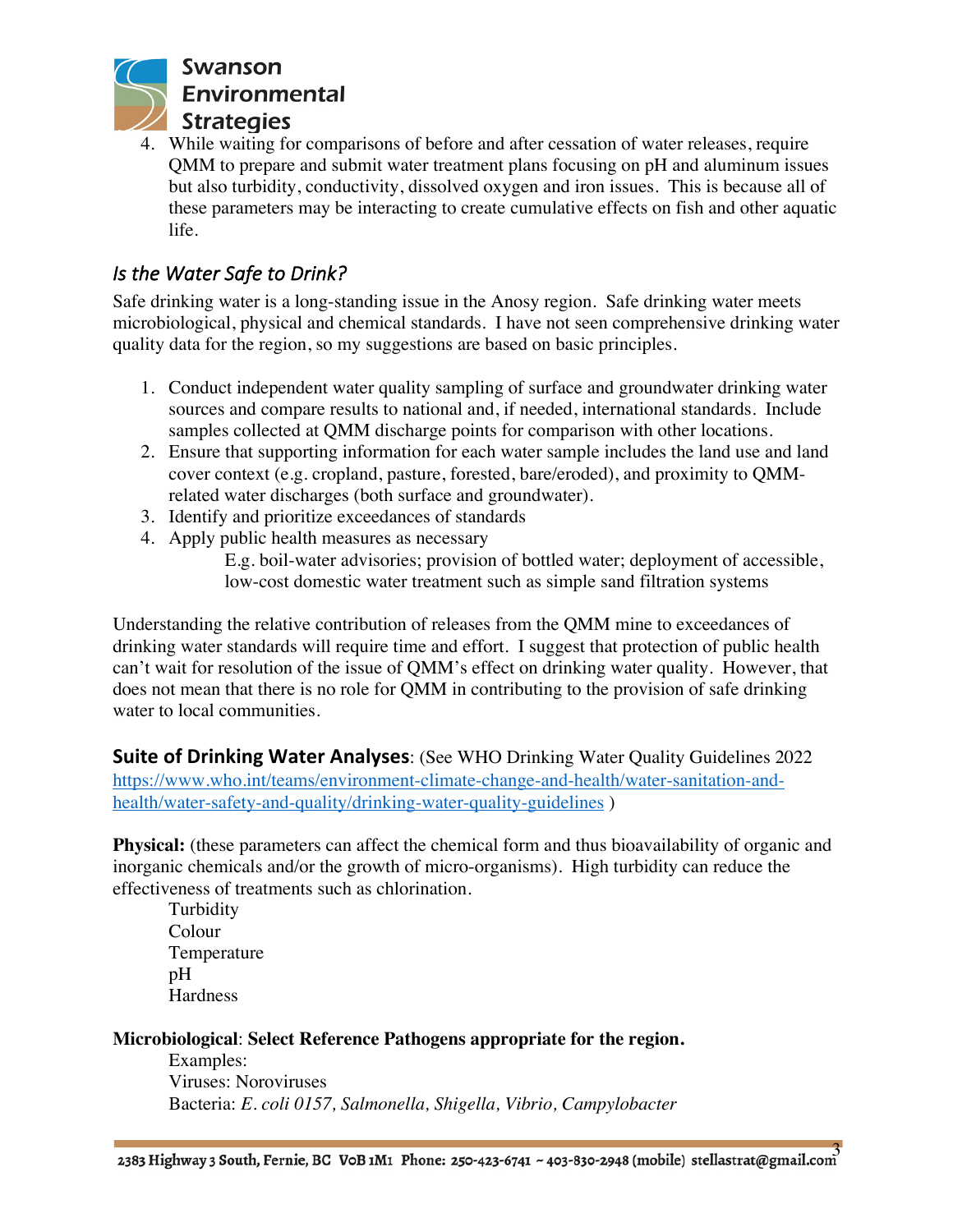4. While waiting for comparisons of before and after cessation of water releases, require QMM to prepare and submit water treatment plans focusing on pH and aluminum issues but also turbidity, conductivity, dissolved oxygen and iron issues. This is because all of these parameters may be interacting to create cumulative effects on fish and other aquatic life.

## *Is the Water Safe to Drink?*

Safe drinking water is a long-standing issue in the Anosy region. Safe drinking water meets microbiological, physical and chemical standards. I have not seen comprehensive drinking water quality data for the region, so my suggestions are based on basic principles.

1. Conduct independent water quality sampling of surface and groundwater drinking water sources and compare results to national and, if needed, international standards. Include samples collected at QMM discharge points for comparison with other locations.
2. Ensure that supporting information for each water sample includes the land use and land cover context (e.g. cropland, pasture, forested, bare/eroded), and proximity to QMM-related water discharges (both surface and groundwater).
3. Identify and prioritize exceedances of standards
4. Apply public health measures as necessary

    E.g. boil-water advisories; provision of bottled water; deployment of accessible, low-cost domestic water treatment such as simple sand filtration systems

Understanding the relative contribution of releases from the QMM mine to exceedances of drinking water standards will require time and effort. I suggest that protection of public health can't wait for resolution of the issue of QMM's effect on drinking water quality. However, that does not mean that there is no role for QMM in contributing to the provision of safe drinking water to local communities.

**Suite of Drinking Water Analyses**: (See WHO Drinking Water Quality Guidelines 2022 [https://www.who.int/teams/environment-climate-change-and-health/water-sanitation-and-health/water-safety-and-quality/drinking-water-quality-guidelines](https://www.who.int/teams/environment-climate-change-and-health/water-sanitation-and-health/water-safety-and-quality/drinking-water-quality-guidelines) )

**Physical:** (these parameters can affect the chemical form and thus bioavailability of organic and inorganic chemicals and/or the growth of micro-organisms). High turbidity can reduce the effectiveness of treatments such as chlorination.

Turbidity
Colour
Temperature
pH
Hardness

**Microbiological**: **Select Reference Pathogens appropriate for the region.**

Examples:
Viruses: Noroviruses
Bacteria: *E. coli 0157, Salmonella, Shigella, Vibrio, Campylobacter*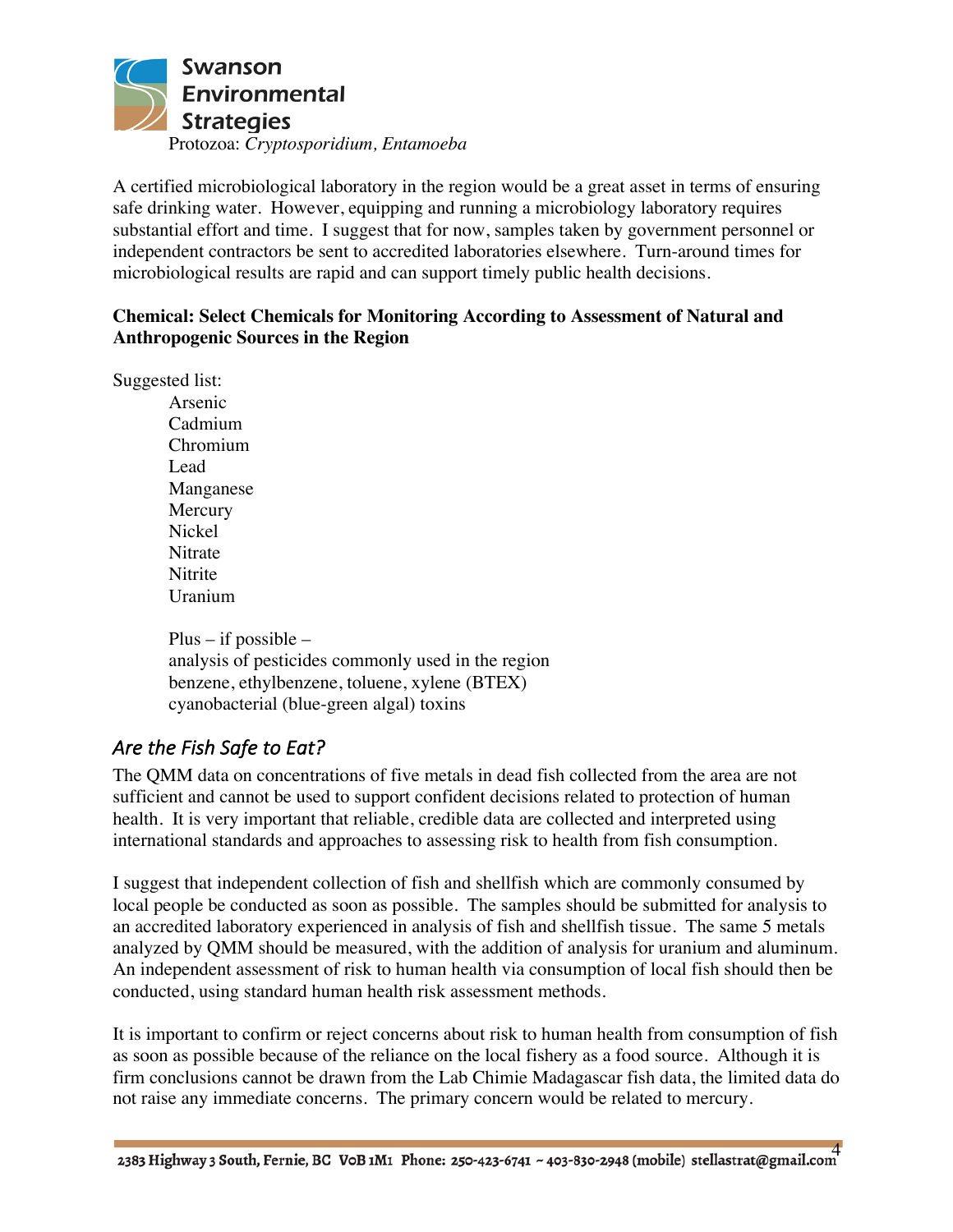Protozoa: *Cryptosporidium, Entamoeba*

A certified microbiological laboratory in the region would be a great asset in terms of ensuring safe drinking water. However, equipping and running a microbiology laboratory requires substantial effort and time. I suggest that for now, samples taken by government personnel or independent contractors be sent to accredited laboratories elsewhere. Turn-around times for microbiological results are rapid and can support timely public health decisions.

**Chemical: Select Chemicals for Monitoring According to Assessment of Natural and Anthropogenic Sources in the Region**

Suggested list:

- Arsenic
- Cadmium
- Chromium
- Lead
- Manganese
- Mercury
- Nickel
- Nitrate
- Nitrite
- Uranium

Plus – if possible –
analysis of pesticides commonly used in the region
benzene, ethylbenzene, toluene, xylene (BTEX)
cyanobacterial (blue-green algal) toxins

## *Are the Fish Safe to Eat?*

The QMM data on concentrations of five metals in dead fish collected from the area are not sufficient and cannot be used to support confident decisions related to protection of human health. It is very important that reliable, credible data are collected and interpreted using international standards and approaches to assessing risk to health from fish consumption.

I suggest that independent collection of fish and shellfish which are commonly consumed by local people be conducted as soon as possible. The samples should be submitted for analysis to an accredited laboratory experienced in analysis of fish and shellfish tissue. The same 5 metals analyzed by QMM should be measured, with the addition of analysis for uranium and aluminum. An independent assessment of risk to human health via consumption of local fish should then be conducted, using standard human health risk assessment methods.

It is important to confirm or reject concerns about risk to human health from consumption of fish as soon as possible because of the reliance on the local fishery as a food source. Although it is firm conclusions cannot be drawn from the Lab Chimie Madagascar fish data, the limited data do not raise any immediate concerns. The primary concern would be related to mercury.